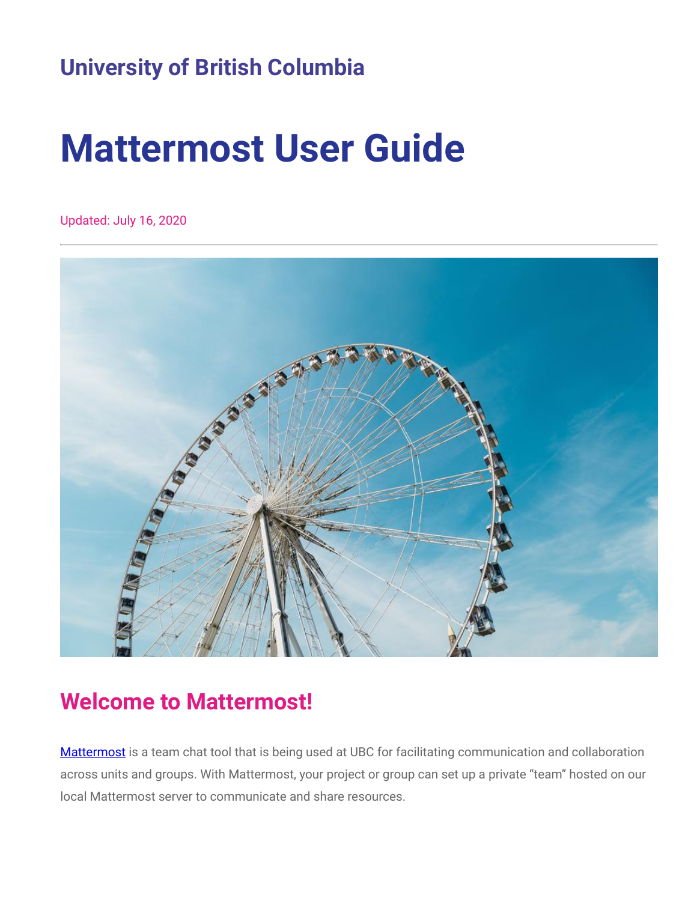## University of British Columbia

# Mattermost User Guide

Updated: July 16, 2020

---

## Welcome to Mattermost!

Mattermost is a team chat tool that is being used at UBC for facilitating communication and collaboration across units and groups. With Mattermost, your project or group can set up a private "team" hosted on our local Mattermost server to communicate and share resources.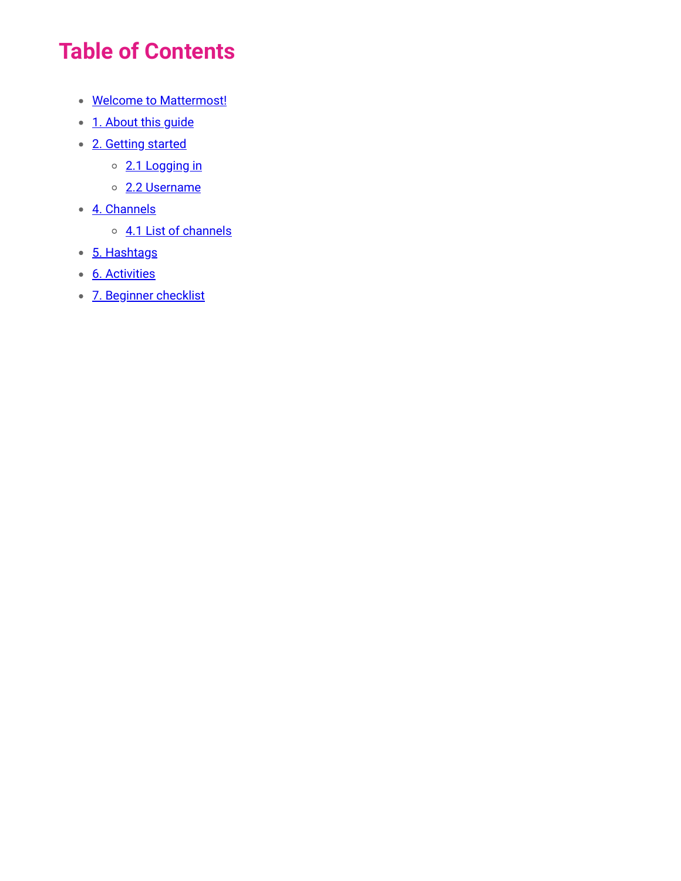# Table of Contents

- Welcome to Mattermost!
- 1. About this guide
- 2. Getting started
    - 2.1 Logging in
    - 2.2 Username
- 4. Channels
    - 4.1 List of channels
- 5. Hashtags
- 6. Activities
- 7. Beginner checklist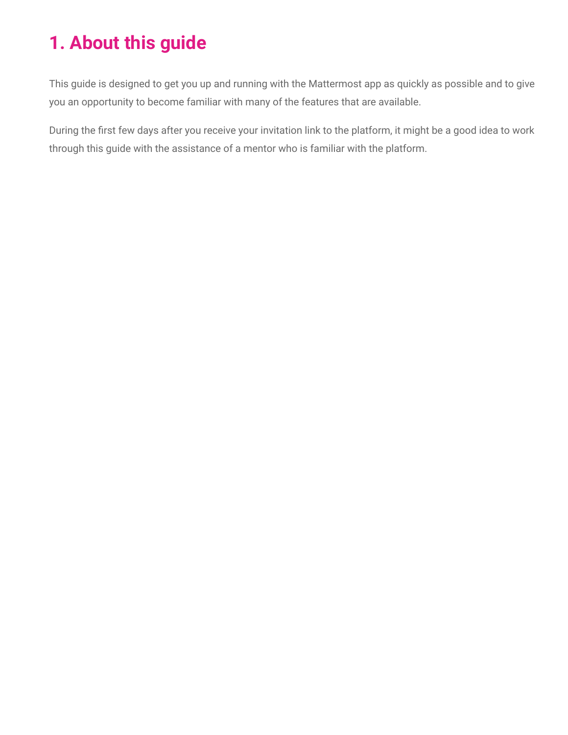# 1. About this guide

This guide is designed to get you up and running with the Mattermost app as quickly as possible and to give you an opportunity to become familiar with many of the features that are available.

During the first few days after you receive your invitation link to the platform, it might be a good idea to work through this guide with the assistance of a mentor who is familiar with the platform.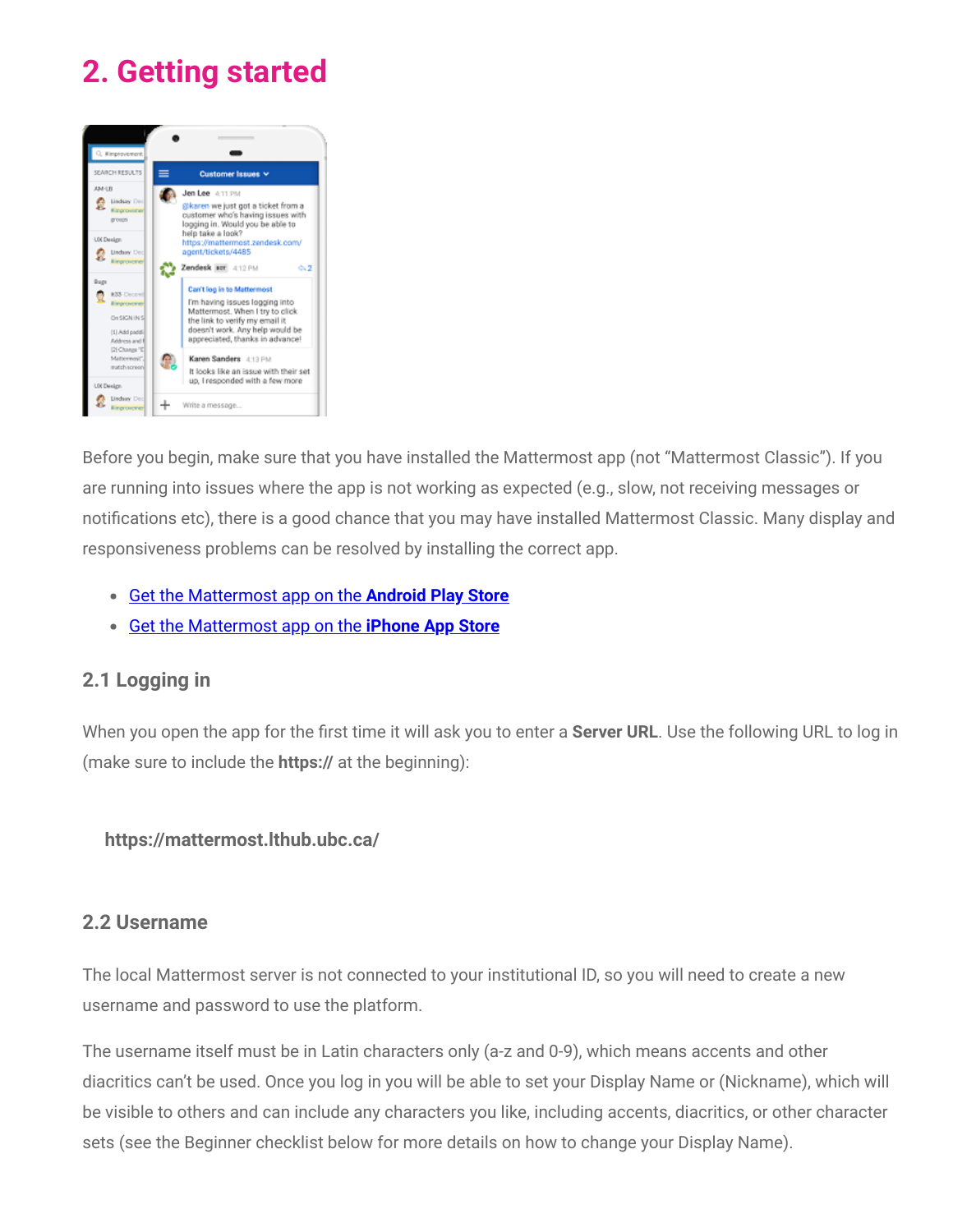## 2. Getting started

Before you begin, make sure that you have installed the Mattermost app (not "Mattermost Classic"). If you are running into issues where the app is not working as expected (e.g., slow, not receiving messages or notifications etc), there is a good chance that you may have installed Mattermost Classic. Many display and responsiveness problems can be resolved by installing the correct app.

- Get the Mattermost app on the **Android Play Store**
- Get the Mattermost app on the **iPhone App Store**

### 2.1 Logging in

When you open the app for the first time it will ask you to enter a **Server URL**. Use the following URL to log in (make sure to include the **https://** at the beginning):

**https://mattermost.lthub.ubc.ca/**

### 2.2 Username

The local Mattermost server is not connected to your institutional ID, so you will need to create a new username and password to use the platform.

The username itself must be in Latin characters only (a-z and 0-9), which means accents and other diacritics can't be used. Once you log in you will be able to set your Display Name or (Nickname), which will be visible to others and can include any characters you like, including accents, diacritics, or other character sets (see the Beginner checklist below for more details on how to change your Display Name).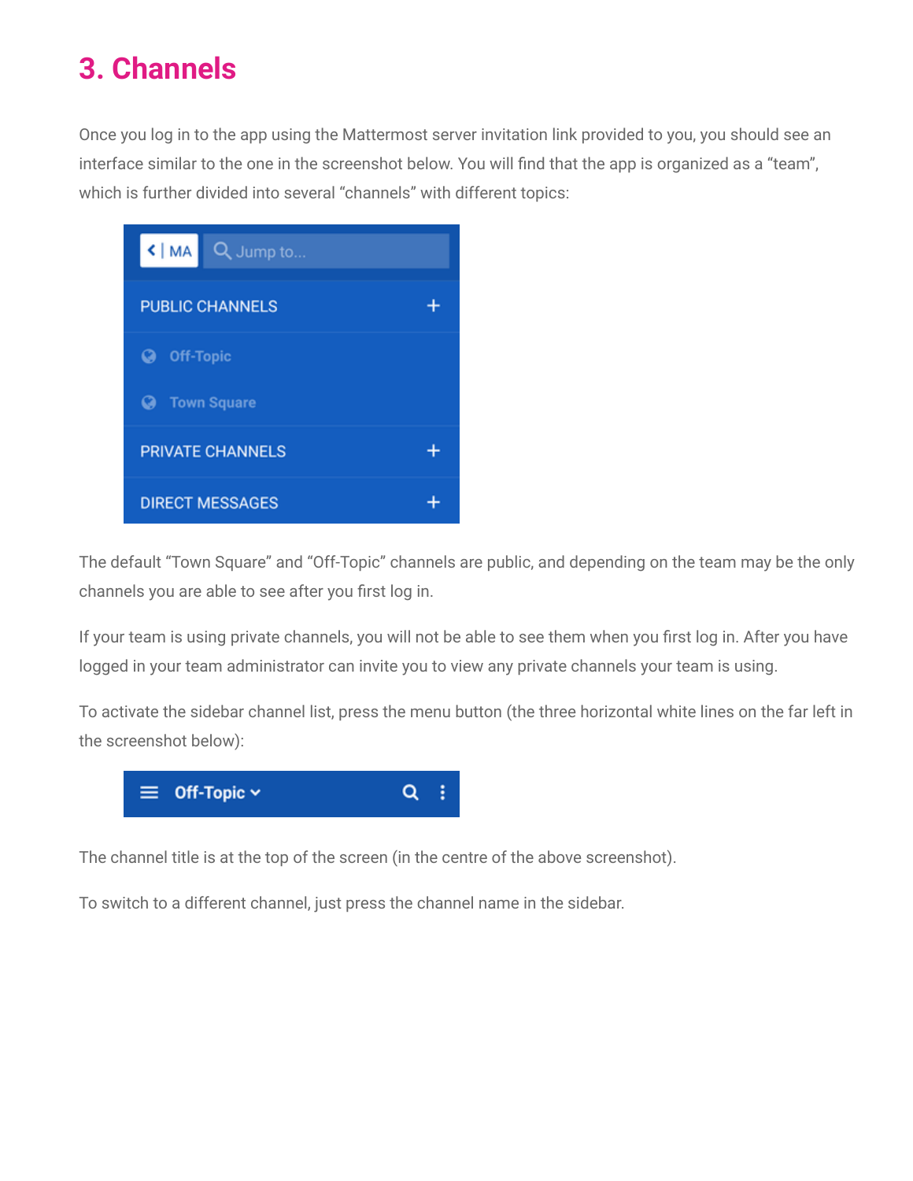# 3. Channels

Once you log in to the app using the Mattermost server invitation link provided to you, you should see an interface similar to the one in the screenshot below. You will find that the app is organized as a "team", which is further divided into several "channels" with different topics:

The default "Town Square" and "Off-Topic" channels are public, and depending on the team may be the only channels you are able to see after you first log in.

If your team is using private channels, you will not be able to see them when you first log in. After you have logged in your team administrator can invite you to view any private channels your team is using.

To activate the sidebar channel list, press the menu button (the three horizontal white lines on the far left in the screenshot below):

The channel title is at the top of the screen (in the centre of the above screenshot).

To switch to a different channel, just press the channel name in the sidebar.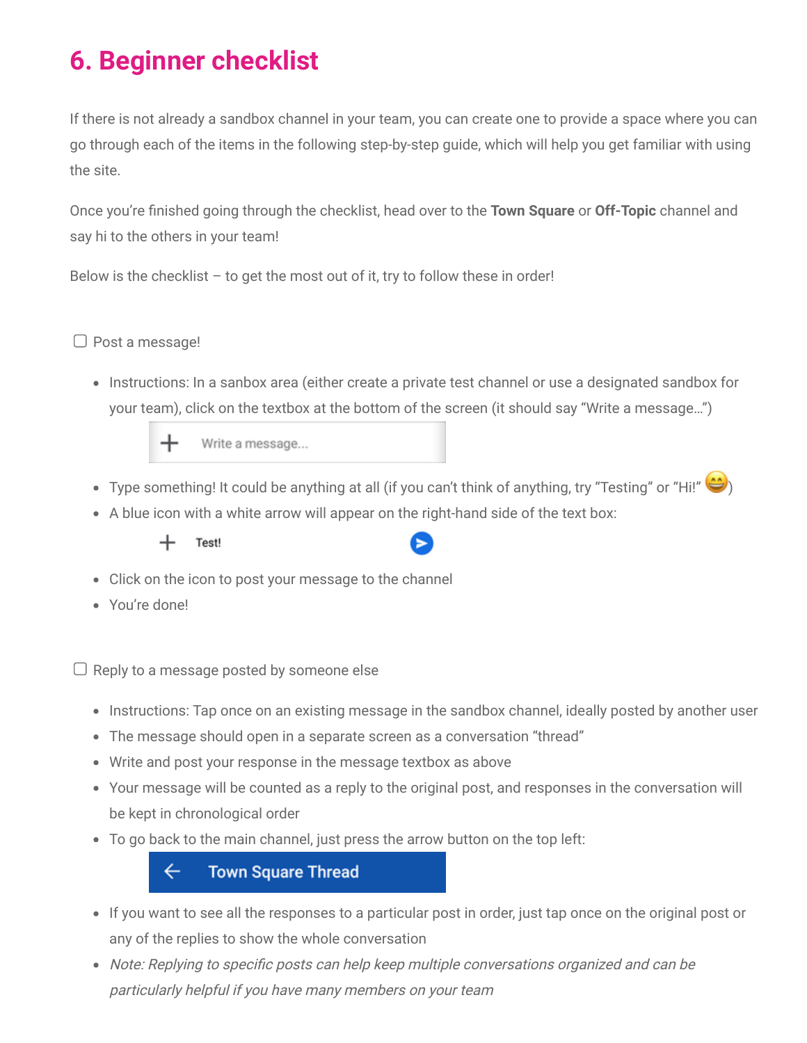# 6. Beginner checklist

If there is not already a sandbox channel in your team, you can create one to provide a space where you can go through each of the items in the following step-by-step guide, which will help you get familiar with using the site.

Once you're finished going through the checklist, head over to the **Town Square** or **Off-Topic** channel and say hi to the others in your team!

Below is the checklist – to get the most out of it, try to follow these in order!

- [ ] Post a message!

  - Instructions: In a sanbox area (either create a private test channel or use a designated sandbox for your team), click on the textbox at the bottom of the screen (it should say "Write a message…")
  - Type something! It could be anything at all (if you can't think of anything, try "Testing" or "Hi!" 😄)
  - A blue icon with a white arrow will appear on the right-hand side of the text box:
  - Click on the icon to post your message to the channel
  - You're done!

- [ ] Reply to a message posted by someone else

  - Instructions: Tap once on an existing message in the sandbox channel, ideally posted by another user
  - The message should open in a separate screen as a conversation "thread"
  - Write and post your response in the message textbox as above
  - Your message will be counted as a reply to the original post, and responses in the conversation will be kept in chronological order
  - To go back to the main channel, just press the arrow button on the top left:
  - If you want to see all the responses to a particular post in order, just tap once on the original post or any of the replies to show the whole conversation
  - *Note: Replying to specific posts can help keep multiple conversations organized and can be particularly helpful if you have many members on your team*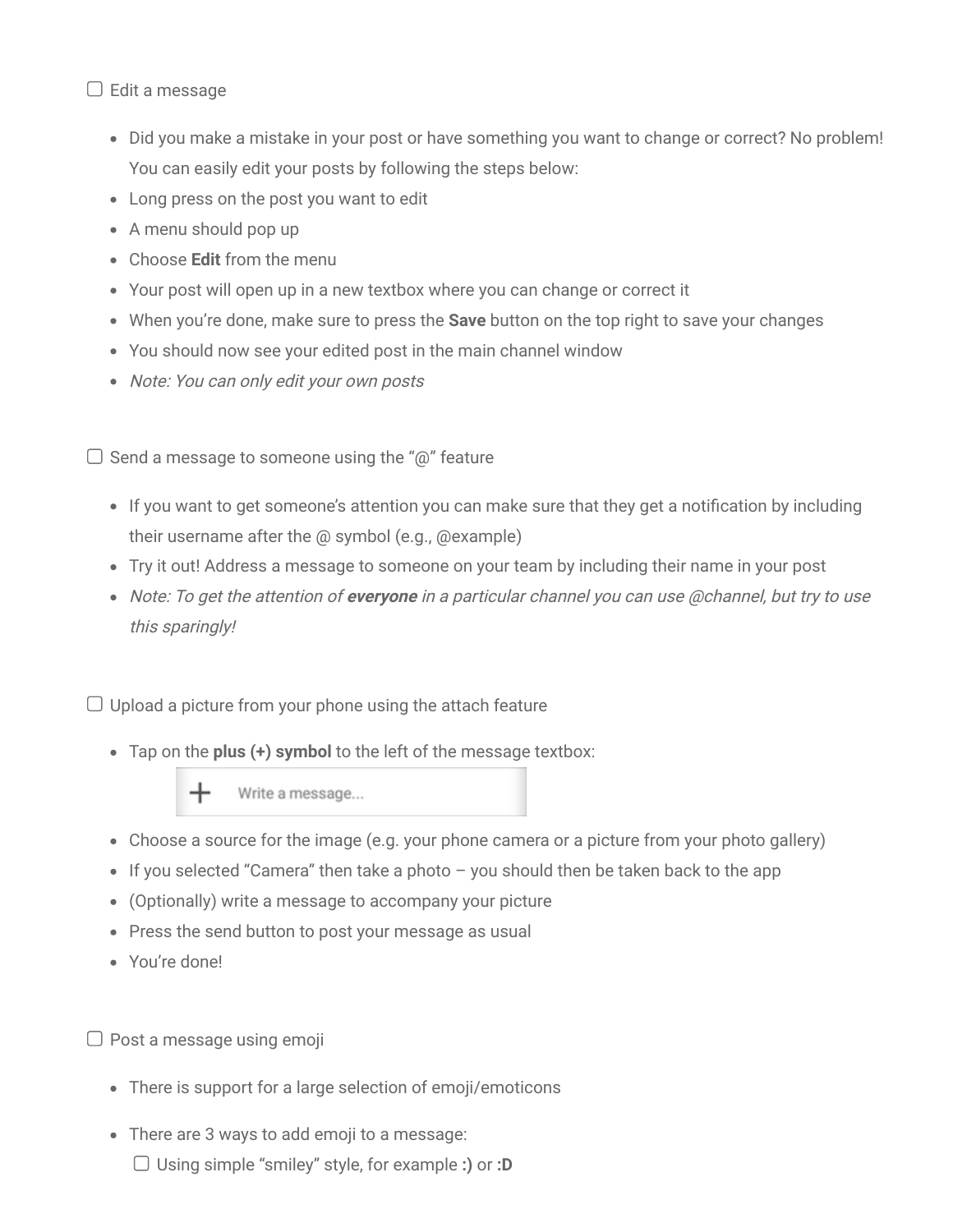☐ Edit a message

- Did you make a mistake in your post or have something you want to change or correct? No problem! You can easily edit your posts by following the steps below:
- Long press on the post you want to edit
- A menu should pop up
- Choose **Edit** from the menu
- Your post will open up in a new textbox where you can change or correct it
- When you're done, make sure to press the **Save** button on the top right to save your changes
- You should now see your edited post in the main channel window
- *Note: You can only edit your own posts*

☐ Send a message to someone using the "@" feature

- If you want to get someone's attention you can make sure that they get a notification by including their username after the @ symbol (e.g., @example)
- Try it out! Address a message to someone on your team by including their name in your post
- *Note: To get the attention of **everyone** in a particular channel you can use @channel, but try to use this sparingly!*

☐ Upload a picture from your phone using the attach feature

- Tap on the **plus (+) symbol** to the left of the message textbox:

  + Write a message...

- Choose a source for the image (e.g. your phone camera or a picture from your photo gallery)
- If you selected "Camera" then take a photo – you should then be taken back to the app
- (Optionally) write a message to accompany your picture
- Press the send button to post your message as usual
- You're done!

☐ Post a message using emoji

- There is support for a large selection of emoji/emoticons
- There are 3 ways to add emoji to a message:
  ☐ Using simple "smiley" style, for example **:)** or **:D**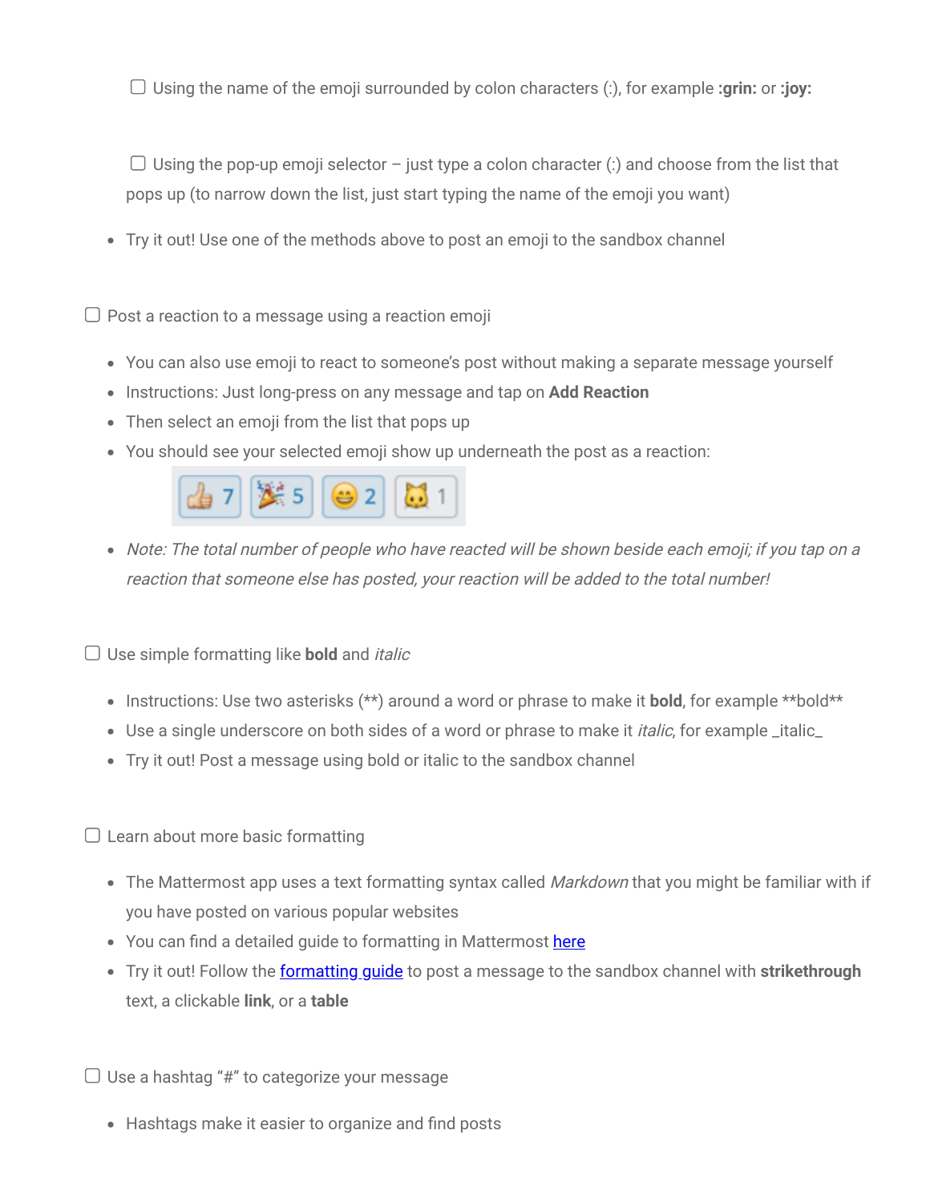- [ ] Using the name of the emoji surrounded by colon characters (:), for example **:grin:** or **:joy:**

- [ ] Using the pop-up emoji selector – just type a colon character (:) and choose from the list that pops up (to narrow down the list, just start typing the name of the emoji you want)

- Try it out! Use one of the methods above to post an emoji to the sandbox channel

- [ ] Post a reaction to a message using a reaction emoji

- You can also use emoji to react to someone's post without making a separate message yourself
- Instructions: Just long-press on any message and tap on **Add Reaction**
- Then select an emoji from the list that pops up
- You should see your selected emoji show up underneath the post as a reaction:
- *Note: The total number of people who have reacted will be shown beside each emoji; if you tap on a reaction that someone else has posted, your reaction will be added to the total number!*

- [ ] Use simple formatting like **bold** and *italic*

- Instructions: Use two asterisks (**) around a word or phrase to make it **bold**, for example **bold**
- Use a single underscore on both sides of a word or phrase to make it *italic*, for example _italic_
- Try it out! Post a message using bold or italic to the sandbox channel

- [ ] Learn about more basic formatting

- The Mattermost app uses a text formatting syntax called *Markdown* that you might be familiar with if you have posted on various popular websites
- You can find a detailed guide to formatting in Mattermost here
- Try it out! Follow the formatting guide to post a message to the sandbox channel with **strikethrough** text, a clickable **link**, or a **table**

- [ ] Use a hashtag "#" to categorize your message

- Hashtags make it easier to organize and find posts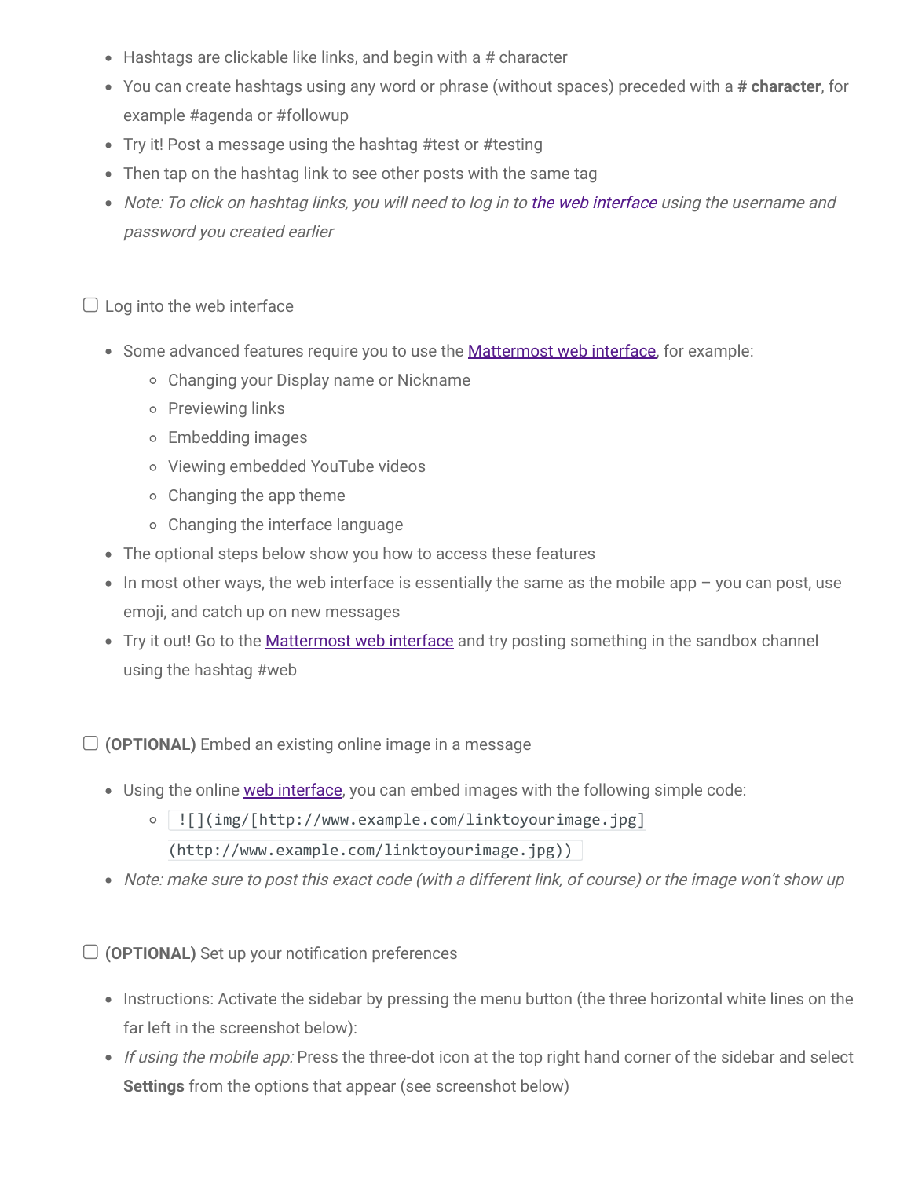- Hashtags are clickable like links, and begin with a # character
- You can create hashtags using any word or phrase (without spaces) preceded with a **# character**, for example #agenda or #followup
- Try it! Post a message using the hashtag #test or #testing
- Then tap on the hashtag link to see other posts with the same tag
- *Note: To click on hashtag links, you will need to log in to [the web interface]() using the username and password you created earlier*

☐ Log into the web interface

- Some advanced features require you to use the [Mattermost web interface](), for example:
  - Changing your Display name or Nickname
  - Previewing links
  - Embedding images
  - Viewing embedded YouTube videos
  - Changing the app theme
  - Changing the interface language
- The optional steps below show you how to access these features
- In most other ways, the web interface is essentially the same as the mobile app – you can post, use emoji, and catch up on new messages
- Try it out! Go to the [Mattermost web interface]() and try posting something in the sandbox channel using the hashtag #web

☐ **(OPTIONAL)** Embed an existing online image in a message

- Using the online [web interface](), you can embed images with the following simple code:
  - `![](img/[http://www.example.com/linktoyourimage.jpg](http://www.example.com/linktoyourimage.jpg))`
- *Note: make sure to post this exact code (with a different link, of course) or the image won't show up*

☐ **(OPTIONAL)** Set up your notification preferences

- Instructions: Activate the sidebar by pressing the menu button (the three horizontal white lines on the far left in the screenshot below):
- *If using the mobile app:* Press the three-dot icon at the top right hand corner of the sidebar and select **Settings** from the options that appear (see screenshot below)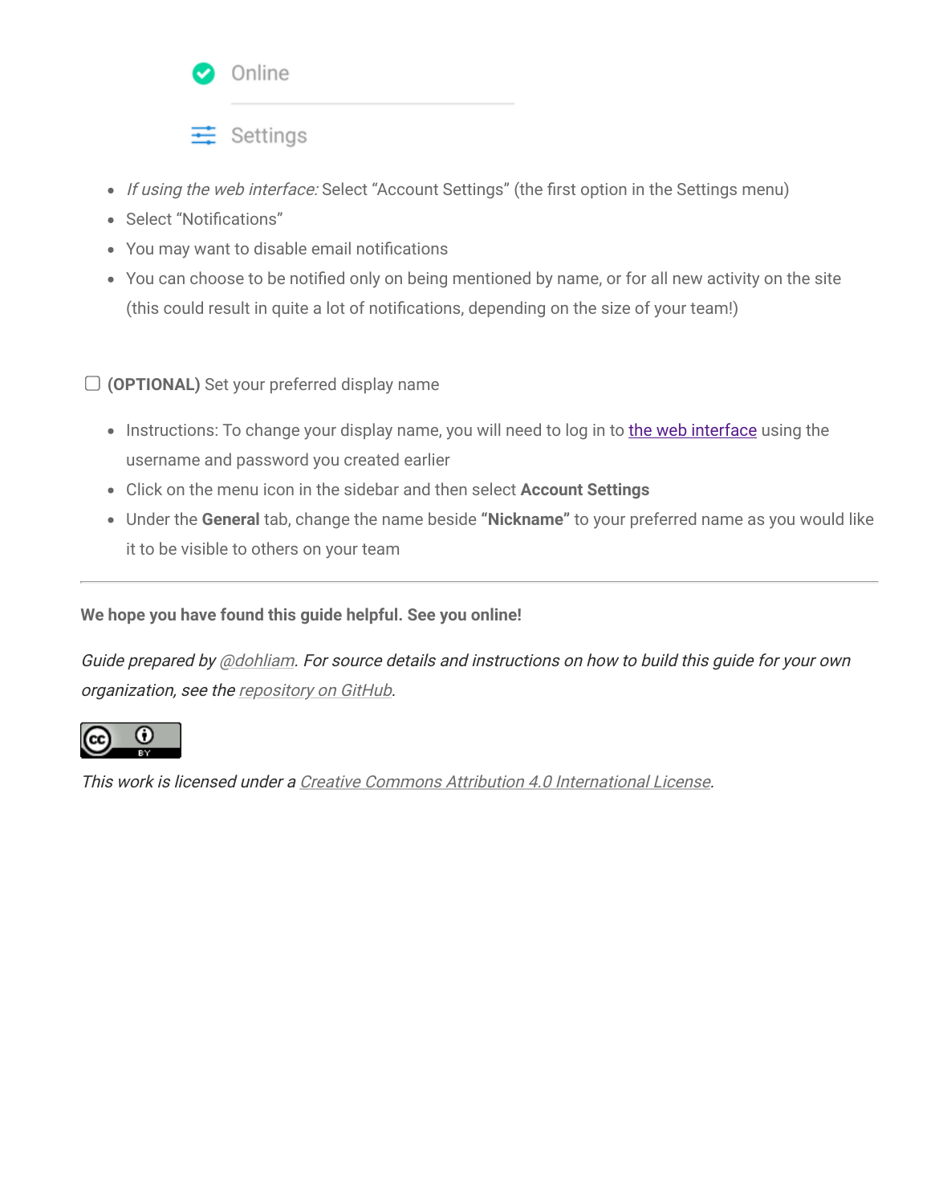Online

Settings

- *If using the web interface:* Select "Account Settings" (the first option in the Settings menu)
- Select "Notifications"
- You may want to disable email notifications
- You can choose to be notified only on being mentioned by name, or for all new activity on the site (this could result in quite a lot of notifications, depending on the size of your team!)

- [ ] **(OPTIONAL)** Set your preferred display name

- Instructions: To change your display name, you will need to log in to the web interface using the username and password you created earlier
- Click on the menu icon in the sidebar and then select **Account Settings**
- Under the **General** tab, change the name beside **"Nickname"** to your preferred name as you would like it to be visible to others on your team

---

**We hope you have found this guide helpful. See you online!**

*Guide prepared by @dohliam. For source details and instructions on how to build this guide for your own organization, see the repository on GitHub.*

*This work is licensed under a Creative Commons Attribution 4.0 International License.*